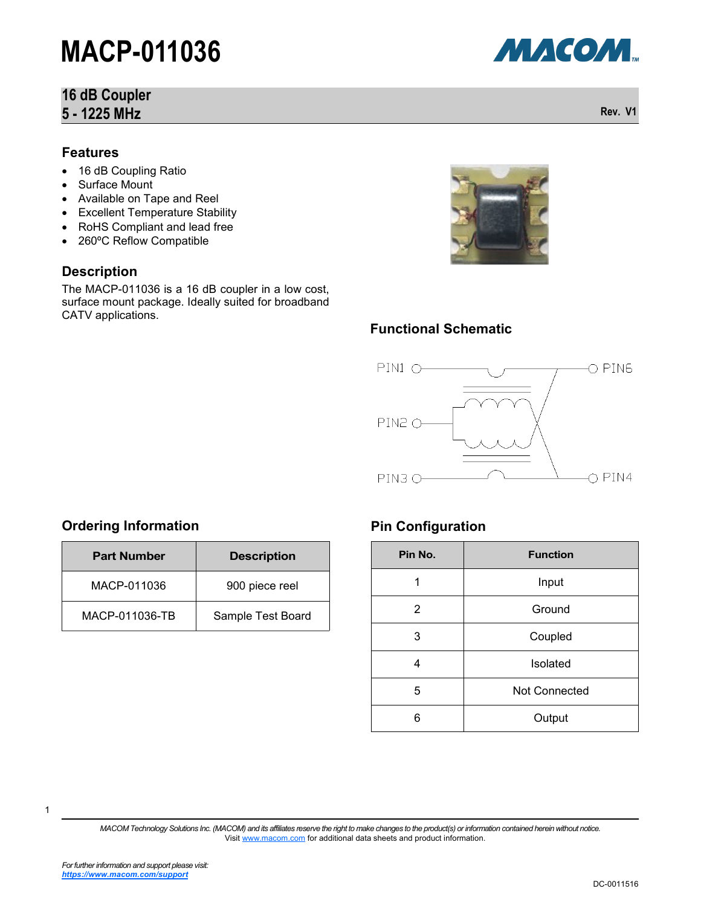# MACP-011036

## 16 dB Coupler
## 5 - 1225 MHz

Rev. V1

### Features

- 16 dB Coupling Ratio
- Surface Mount
- Available on Tape and Reel
- Excellent Temperature Stability
- RoHS Compliant and lead free
- 260ºC Reflow Compatible

### Description

The MACP-011036 is a 16 dB coupler in a low cost, surface mount package. Ideally suited for broadband CATV applications.

### Functional Schematic

PIN1, PIN2, PIN3, PIN4, PIN6

### Ordering Information

| Part Number | Description |
|---|---|
| MACP-011036 | 900 piece reel |
| MACP-011036-TB | Sample Test Board |

### Pin Configuration

| Pin No. | Function |
|---|---|
| 1 | Input |
| 2 | Ground |
| 3 | Coupled |
| 4 | Isolated |
| 5 | Not Connected |
| 6 | Output |

*MACOM Technology Solutions Inc. (MACOM) and its affiliates reserve the right to make changes to the product(s) or information contained herein without notice.*
Visit www.macom.com for additional data sheets and product information.

*For further information and support please visit:*
***https://www.macom.com/support***

DC-0011516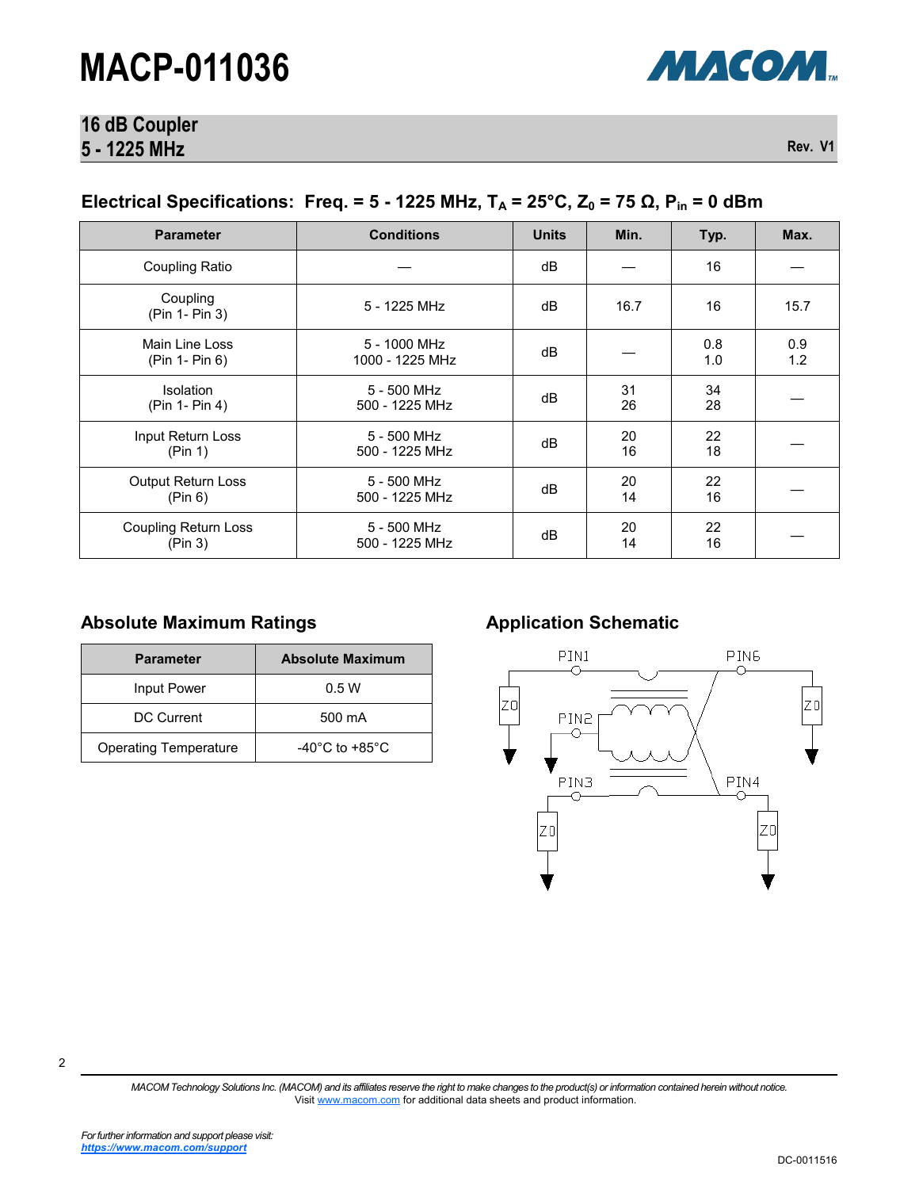# MACP-011036

## 16 dB Coupler
## 5 - 1225 MHz

Rev. V1

### Electrical Specifications: Freq. = 5 - 1225 MHz, $T_A$ = 25°C, $Z_0$ = 75 Ω, $P_{in}$ = 0 dBm

| Parameter | Conditions | Units | Min. | Typ. | Max. |
|---|---|---|---|---|---|
| Coupling Ratio | — | dB | — | 16 | — |
| Coupling (Pin 1- Pin 3) | 5 - 1225 MHz | dB | 16.7 | 16 | 15.7 |
| Main Line Loss (Pin 1- Pin 6) | 5 - 1000 MHz<br>1000 - 1225 MHz | dB | — | 0.8<br>1.0 | 0.9<br>1.2 |
| Isolation (Pin 1- Pin 4) | 5 - 500 MHz<br>500 - 1225 MHz | dB | 31<br>26 | 34<br>28 | — |
| Input Return Loss (Pin 1) | 5 - 500 MHz<br>500 - 1225 MHz | dB | 20<br>16 | 22<br>18 | — |
| Output Return Loss (Pin 6) | 5 - 500 MHz<br>500 - 1225 MHz | dB | 20<br>14 | 22<br>16 | — |
| Coupling Return Loss (Pin 3) | 5 - 500 MHz<br>500 - 1225 MHz | dB | 20<br>14 | 22<br>16 | — |

### Absolute Maximum Ratings

| Parameter | Absolute Maximum |
|---|---|
| Input Power | 0.5 W |
| DC Current | 500 mA |
| Operating Temperature | -40°C to +85°C |

### Application Schematic

PIN1 PIN6 PIN2 PIN3 PIN4 Z0 Z0 Z0 Z0

MACOM Technology Solutions Inc. (MACOM) and its affiliates reserve the right to make changes to the product(s) or information contained herein without notice. Visit www.macom.com for additional data sheets and product information.

*For further information and support please visit:*
***https://www.macom.com/support***

DC-0011516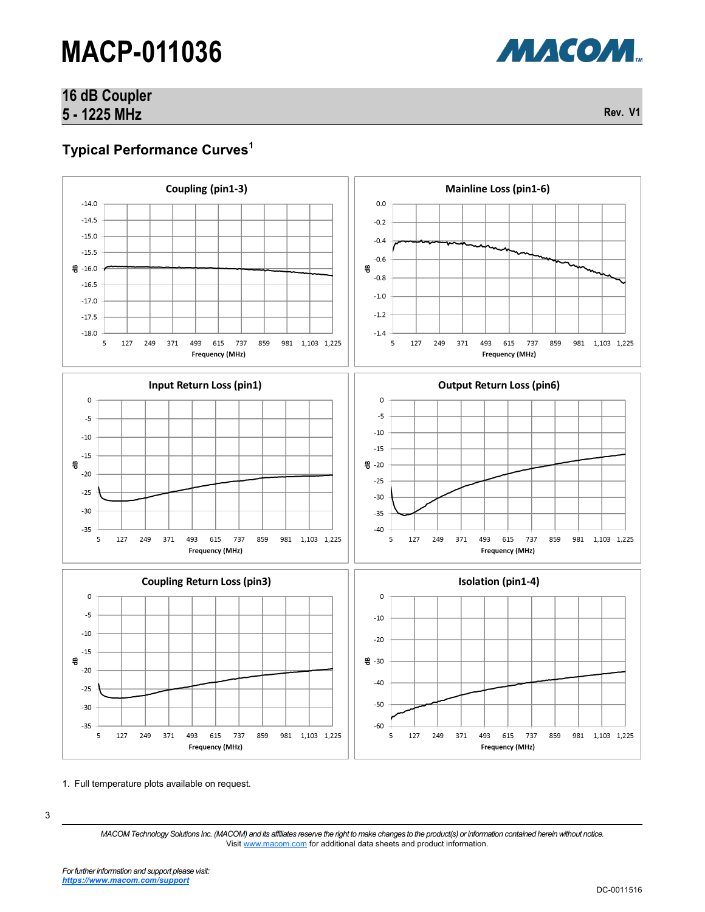# MACP-011036

## 16 dB Coupler
## 5 - 1225 MHz

Rev. V1

### Typical Performance Curves[1]

**Coupling (pin1-3)**

**Mainline Loss (pin1-6)**

**Input Return Loss (pin1)**

**Output Return Loss (pin6)**

**Coupling Return Loss (pin3)**

**Isolation (pin1-4)**

1. Full temperature plots available on request.

*MACOM Technology Solutions Inc. (MACOM) and its affiliates reserve the right to make changes to the product(s) or information contained herein without notice.*
Visit www.macom.com for additional data sheets and product information.

*For further information and support please visit:*
***https://www.macom.com/support***

DC-0011516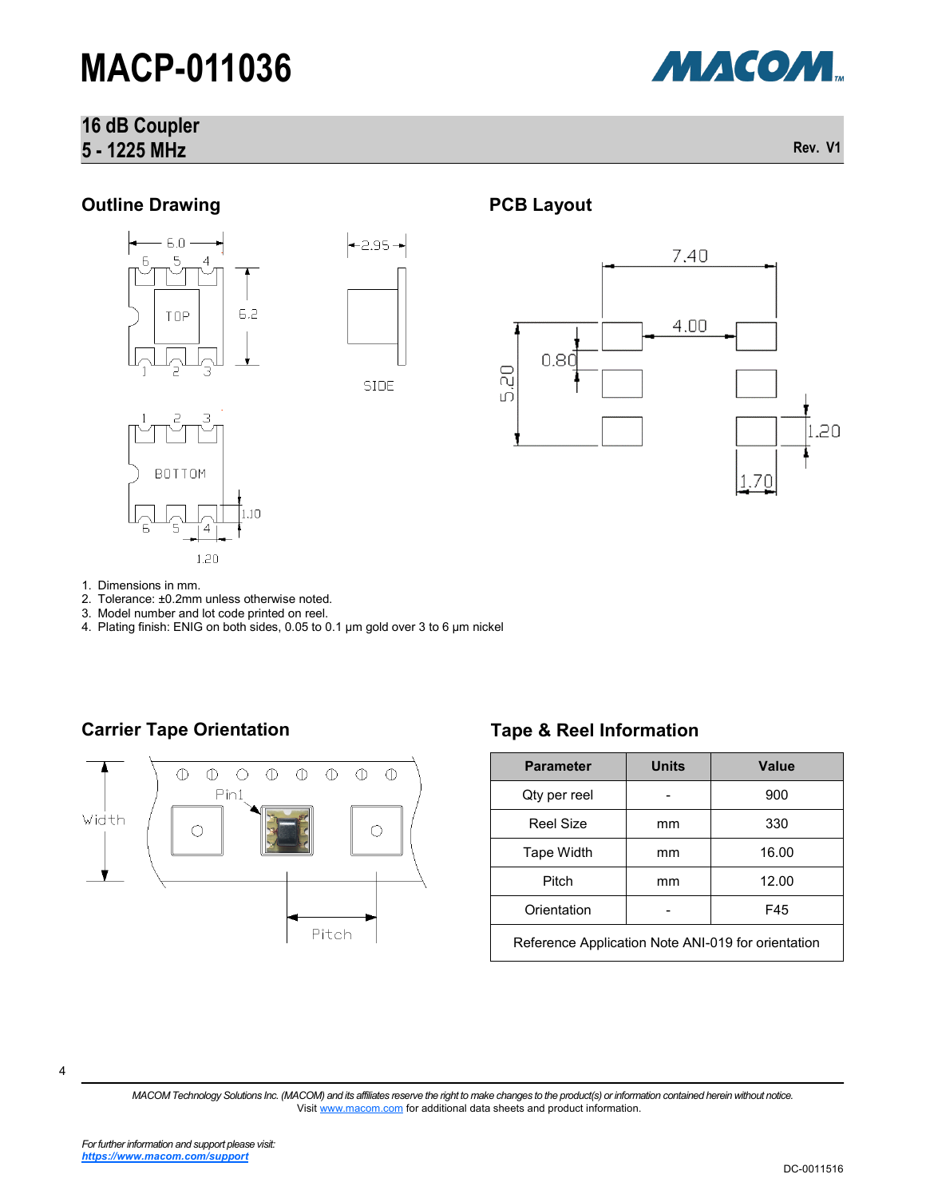# MACP-011036

## 16 dB Coupler
## 5 - 1225 MHz

Rev. V1

### Outline Drawing

### PCB Layout

1. Dimensions in mm.
2. Tolerance: ±0.2mm unless otherwise noted.
3. Model number and lot code printed on reel.
4. Plating finish: ENIG on both sides, 0.05 to 0.1 µm gold over 3 to 6 µm nickel

### Carrier Tape Orientation

### Tape & Reel Information

| Parameter | Units | Value |
|---|---|---|
| Qty per reel | - | 900 |
| Reel Size | mm | 330 |
| Tape Width | mm | 16.00 |
| Pitch | mm | 12.00 |
| Orientation | - | F45 |
| Reference Application Note ANI-019 for orientation | | |

*MACOM Technology Solutions Inc. (MACOM) and its affiliates reserve the right to make changes to the product(s) or information contained herein without notice.*
Visit www.macom.com for additional data sheets and product information.

*For further information and support please visit:*
***https://www.macom.com/support***

DC-0011516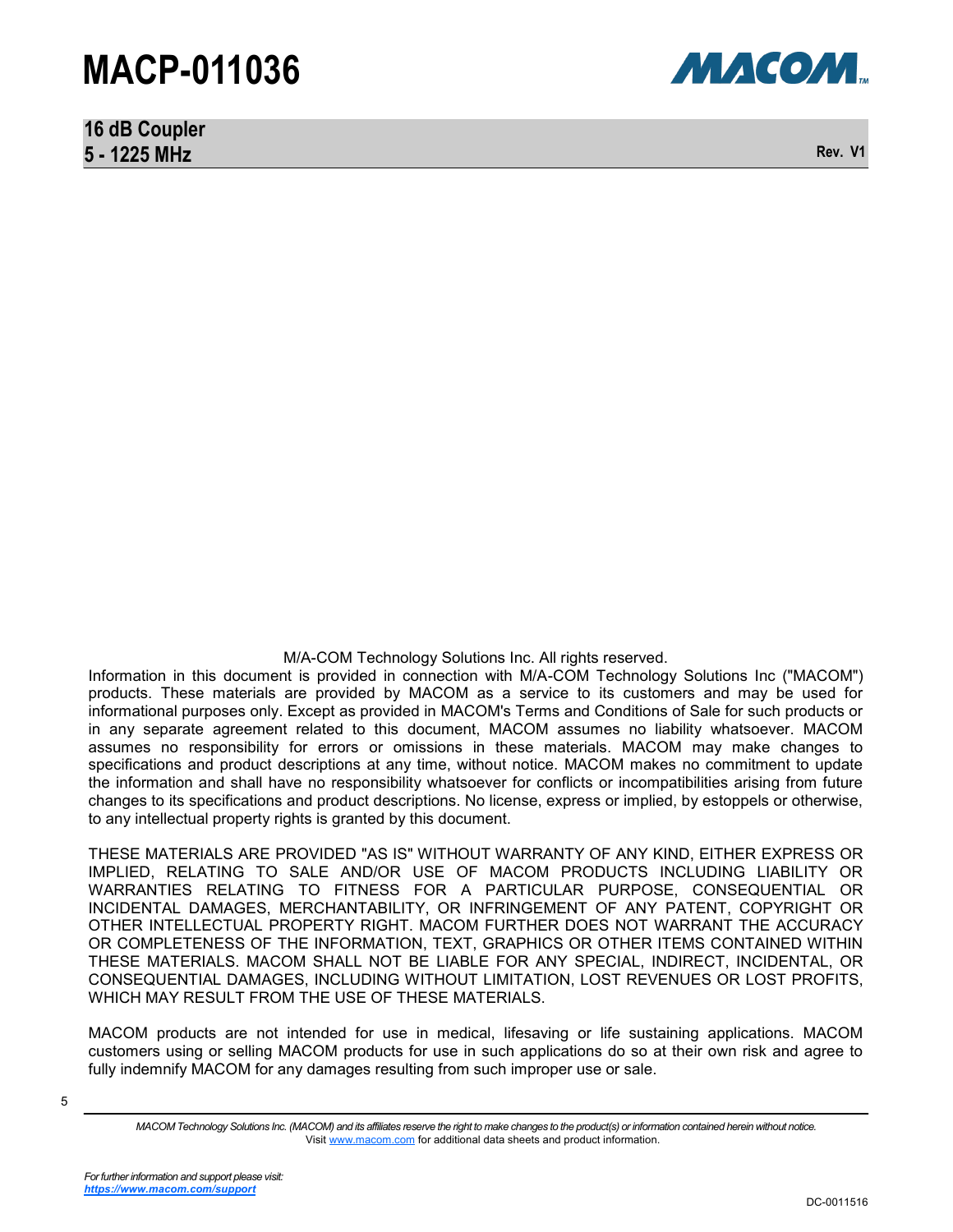M/A-COM Technology Solutions Inc. All rights reserved.

Information in this document is provided in connection with M/A-COM Technology Solutions Inc ("MACOM") products. These materials are provided by MACOM as a service to its customers and may be used for informational purposes only. Except as provided in MACOM's Terms and Conditions of Sale for such products or in any separate agreement related to this document, MACOM assumes no liability whatsoever. MACOM assumes no responsibility for errors or omissions in these materials. MACOM may make changes to specifications and product descriptions at any time, without notice. MACOM makes no commitment to update the information and shall have no responsibility whatsoever for conflicts or incompatibilities arising from future changes to its specifications and product descriptions. No license, express or implied, by estoppels or otherwise, to any intellectual property rights is granted by this document.

THESE MATERIALS ARE PROVIDED "AS IS" WITHOUT WARRANTY OF ANY KIND, EITHER EXPRESS OR IMPLIED, RELATING TO SALE AND/OR USE OF MACOM PRODUCTS INCLUDING LIABILITY OR WARRANTIES RELATING TO FITNESS FOR A PARTICULAR PURPOSE, CONSEQUENTIAL OR INCIDENTAL DAMAGES, MERCHANTABILITY, OR INFRINGEMENT OF ANY PATENT, COPYRIGHT OR OTHER INTELLECTUAL PROPERTY RIGHT. MACOM FURTHER DOES NOT WARRANT THE ACCURACY OR COMPLETENESS OF THE INFORMATION, TEXT, GRAPHICS OR OTHER ITEMS CONTAINED WITHIN THESE MATERIALS. MACOM SHALL NOT BE LIABLE FOR ANY SPECIAL, INDIRECT, INCIDENTAL, OR CONSEQUENTIAL DAMAGES, INCLUDING WITHOUT LIMITATION, LOST REVENUES OR LOST PROFITS, WHICH MAY RESULT FROM THE USE OF THESE MATERIALS.

MACOM products are not intended for use in medical, lifesaving or life sustaining applications. MACOM customers using or selling MACOM products for use in such applications do so at their own risk and agree to fully indemnify MACOM for any damages resulting from such improper use or sale.